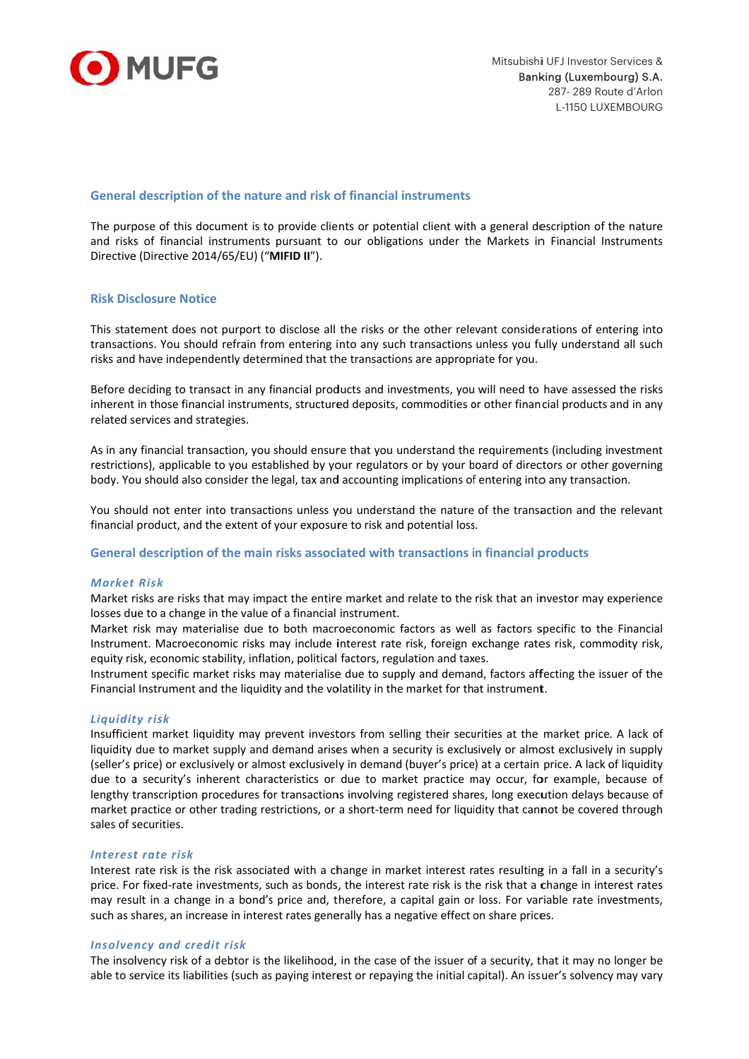Mitsubishi UFJ Investor Services & Banking (Luxembourg) S.A.
287- 289 Route d'Arlon
L-1150 LUXEMBOURG

## General description of the nature and risk of financial instruments

The purpose of this document is to provide clients or potential client with a general description of the nature and risks of financial instruments pursuant to our obligations under the Markets in Financial Instruments Directive (Directive 2014/65/EU) ("**MIFID II**").

## Risk Disclosure Notice

This statement does not purport to disclose all the risks or the other relevant considerations of entering into transactions. You should refrain from entering into any such transactions unless you fully understand all such risks and have independently determined that the transactions are appropriate for you.

Before deciding to transact in any financial products and investments, you will need to have assessed the risks inherent in those financial instruments, structured deposits, commodities or other financial products and in any related services and strategies.

As in any financial transaction, you should ensure that you understand the requirements (including investment restrictions), applicable to you established by your regulators or by your board of directors or other governing body. You should also consider the legal, tax and accounting implications of entering into any transaction.

You should not enter into transactions unless you understand the nature of the transaction and the relevant financial product, and the extent of your exposure to risk and potential loss.

## General description of the main risks associated with transactions in financial products

### *Market Risk*

Market risks are risks that may impact the entire market and relate to the risk that an investor may experience losses due to a change in the value of a financial instrument.
Market risk may materialise due to both macroeconomic factors as well as factors specific to the Financial Instrument. Macroeconomic risks may include interest rate risk, foreign exchange rates risk, commodity risk, equity risk, economic stability, inflation, political factors, regulation and taxes.
Instrument specific market risks may materialise due to supply and demand, factors affecting the issuer of the Financial Instrument and the liquidity and the volatility in the market for that instrument.

### *Liquidity risk*

Insufficient market liquidity may prevent investors from selling their securities at the market price. A lack of liquidity due to market supply and demand arises when a security is exclusively or almost exclusively in supply (seller's price) or exclusively or almost exclusively in demand (buyer's price) at a certain price. A lack of liquidity due to a security's inherent characteristics or due to market practice may occur, for example, because of lengthy transcription procedures for transactions involving registered shares, long execution delays because of market practice or other trading restrictions, or a short-term need for liquidity that cannot be covered through sales of securities.

### *Interest rate risk*

Interest rate risk is the risk associated with a change in market interest rates resulting in a fall in a security's price. For fixed-rate investments, such as bonds, the interest rate risk is the risk that a change in interest rates may result in a change in a bond's price and, therefore, a capital gain or loss. For variable rate investments, such as shares, an increase in interest rates generally has a negative effect on share prices.

### *Insolvency and credit risk*

The insolvency risk of a debtor is the likelihood, in the case of the issuer of a security, that it may no longer be able to service its liabilities (such as paying interest or repaying the initial capital). An issuer's solvency may vary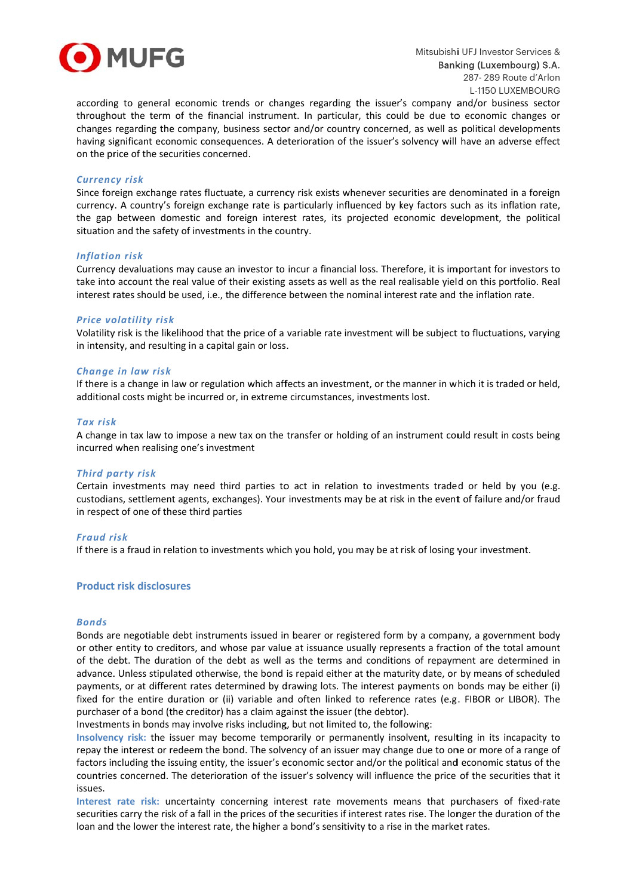according to general economic trends or changes regarding the issuer's company and/or business sector throughout the term of the financial instrument. In particular, this could be due to economic changes or changes regarding the company, business sector and/or country concerned, as well as political developments having significant economic consequences. A deterioration of the issuer's solvency will have an adverse effect on the price of the securities concerned.

### *Currency risk*

Since foreign exchange rates fluctuate, a currency risk exists whenever securities are denominated in a foreign currency. A country's foreign exchange rate is particularly influenced by key factors such as its inflation rate, the gap between domestic and foreign interest rates, its projected economic development, the political situation and the safety of investments in the country.

### *Inflation risk*

Currency devaluations may cause an investor to incur a financial loss. Therefore, it is important for investors to take into account the real value of their existing assets as well as the real realisable yield on this portfolio. Real interest rates should be used, i.e., the difference between the nominal interest rate and the inflation rate.

### *Price volatility risk*

Volatility risk is the likelihood that the price of a variable rate investment will be subject to fluctuations, varying in intensity, and resulting in a capital gain or loss.

### *Change in law risk*

If there is a change in law or regulation which affects an investment, or the manner in which it is traded or held, additional costs might be incurred or, in extreme circumstances, investments lost.

### *Tax risk*

A change in tax law to impose a new tax on the transfer or holding of an instrument could result in costs being incurred when realising one's investment

### *Third party risk*

Certain investments may need third parties to act in relation to investments traded or held by you (e.g. custodians, settlement agents, exchanges). Your investments may be at risk in the event of failure and/or fraud in respect of one of these third parties

### *Fraud risk*

If there is a fraud in relation to investments which you hold, you may be at risk of losing your investment.

## Product risk disclosures

### *Bonds*

Bonds are negotiable debt instruments issued in bearer or registered form by a company, a government body or other entity to creditors, and whose par value at issuance usually represents a fraction of the total amount of the debt. The duration of the debt as well as the terms and conditions of repayment are determined in advance. Unless stipulated otherwise, the bond is repaid either at the maturity date, or by means of scheduled payments, or at different rates determined by drawing lots. The interest payments on bonds may be either (i) fixed for the entire duration or (ii) variable and often linked to reference rates (e.g. FIBOR or LIBOR). The purchaser of a bond (the creditor) has a claim against the issuer (the debtor).

Investments in bonds may involve risks including, but not limited to, the following:

**Insolvency risk:** the issuer may become temporarily or permanently insolvent, resulting in its incapacity to repay the interest or redeem the bond. The solvency of an issuer may change due to one or more of a range of factors including the issuing entity, the issuer's economic sector and/or the political and economic status of the countries concerned. The deterioration of the issuer's solvency will influence the price of the securities that it issues.

**Interest rate risk:** uncertainty concerning interest rate movements means that purchasers of fixed-rate securities carry the risk of a fall in the prices of the securities if interest rates rise. The longer the duration of the loan and the lower the interest rate, the higher a bond's sensitivity to a rise in the market rates.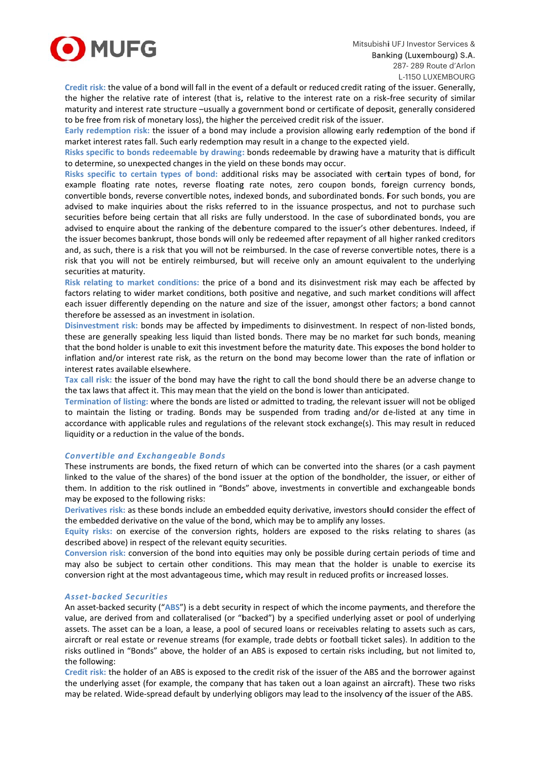**Credit risk:** the value of a bond will fall in the event of a default or reduced credit rating of the issuer. Generally, the higher the relative rate of interest (that is, relative to the interest rate on a risk-free security of similar maturity and interest rate structure –usually a government bond or certificate of deposit, generally considered to be free from risk of monetary loss), the higher the perceived credit risk of the issuer.

**Early redemption risk:** the issuer of a bond may include a provision allowing early redemption of the bond if market interest rates fall. Such early redemption may result in a change to the expected yield.

**Risks specific to bonds redeemable by drawing:** bonds redeemable by drawing have a maturity that is difficult to determine, so unexpected changes in the yield on these bonds may occur.

**Risks specific to certain types of bond:** additional risks may be associated with certain types of bond, for example floating rate notes, reverse floating rate notes, zero coupon bonds, foreign currency bonds, convertible bonds, reverse convertible notes, indexed bonds, and subordinated bonds. For such bonds, you are advised to make inquiries about the risks referred to in the issuance prospectus, and not to purchase such securities before being certain that all risks are fully understood. In the case of subordinated bonds, you are advised to enquire about the ranking of the debenture compared to the issuer's other debentures. Indeed, if the issuer becomes bankrupt, those bonds will only be redeemed after repayment of all higher ranked creditors and, as such, there is a risk that you will not be reimbursed. In the case of reverse convertible notes, there is a risk that you will not be entirely reimbursed, but will receive only an amount equivalent to the underlying securities at maturity.

**Risk relating to market conditions:** the price of a bond and its disinvestment risk may each be affected by factors relating to wider market conditions, both positive and negative, and such market conditions will affect each issuer differently depending on the nature and size of the issuer, amongst other factors; a bond cannot therefore be assessed as an investment in isolation.

**Disinvestment risk:** bonds may be affected by impediments to disinvestment. In respect of non-listed bonds, these are generally speaking less liquid than listed bonds. There may be no market for such bonds, meaning that the bond holder is unable to exit this investment before the maturity date. This exposes the bond holder to inflation and/or interest rate risk, as the return on the bond may become lower than the rate of inflation or interest rates available elsewhere.

**Tax call risk:** the issuer of the bond may have the right to call the bond should there be an adverse change to the tax laws that affect it. This may mean that the yield on the bond is lower than anticipated.

**Termination of listing:** where the bonds are listed or admitted to trading, the relevant issuer will not be obliged to maintain the listing or trading. Bonds may be suspended from trading and/or de-listed at any time in accordance with applicable rules and regulations of the relevant stock exchange(s). This may result in reduced liquidity or a reduction in the value of the bonds.

### *Convertible and Exchangeable Bonds*

These instruments are bonds, the fixed return of which can be converted into the shares (or a cash payment linked to the value of the shares) of the bond issuer at the option of the bondholder, the issuer, or either of them. In addition to the risk outlined in "Bonds" above, investments in convertible and exchangeable bonds may be exposed to the following risks:

**Derivatives risk:** as these bonds include an embedded equity derivative, investors should consider the effect of the embedded derivative on the value of the bond, which may be to amplify any losses.

**Equity risks:** on exercise of the conversion rights, holders are exposed to the risks relating to shares (as described above) in respect of the relevant equity securities.

**Conversion risk:** conversion of the bond into equities may only be possible during certain periods of time and may also be subject to certain other conditions. This may mean that the holder is unable to exercise its conversion right at the most advantageous time, which may result in reduced profits or increased losses.

### *Asset-backed Securities*

An asset-backed security ("**ABS**") is a debt security in respect of which the income payments, and therefore the value, are derived from and collateralised (or "backed") by a specified underlying asset or pool of underlying assets. The asset can be a loan, a lease, a pool of secured loans or receivables relating to assets such as cars, aircraft or real estate or revenue streams (for example, trade debts or football ticket sales). In addition to the risks outlined in "Bonds" above, the holder of an ABS is exposed to certain risks including, but not limited to, the following:

**Credit risk:** the holder of an ABS is exposed to the credit risk of the issuer of the ABS and the borrower against the underlying asset (for example, the company that has taken out a loan against an aircraft). These two risks may be related. Wide-spread default by underlying obligors may lead to the insolvency of the issuer of the ABS.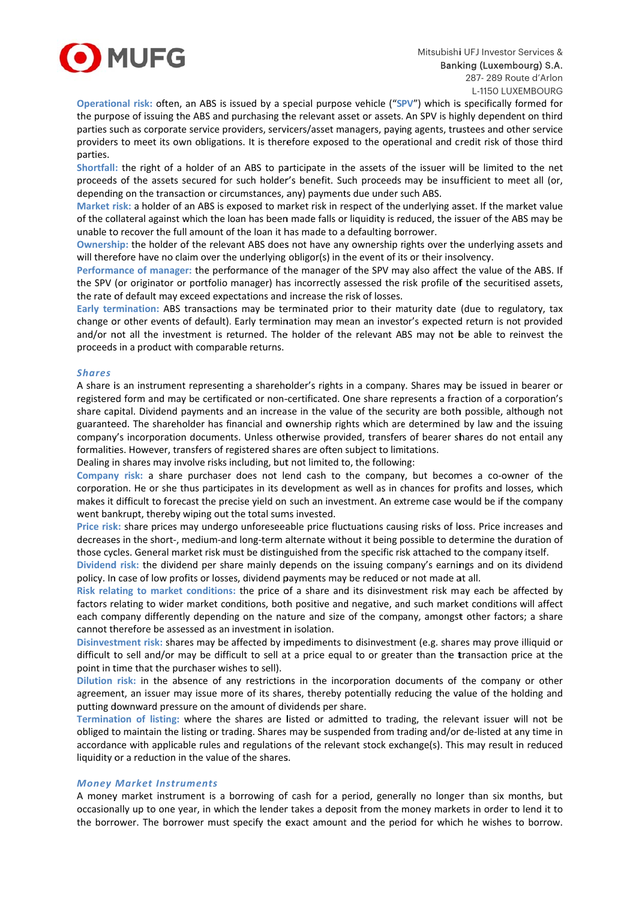**Operational risk:** often, an ABS is issued by a special purpose vehicle ("**SPV**") which is specifically formed for the purpose of issuing the ABS and purchasing the relevant asset or assets. An SPV is highly dependent on third parties such as corporate service providers, servicers/asset managers, paying agents, trustees and other service providers to meet its own obligations. It is therefore exposed to the operational and credit risk of those third parties.

**Shortfall:** the right of a holder of an ABS to participate in the assets of the issuer will be limited to the net proceeds of the assets secured for such holder's benefit. Such proceeds may be insufficient to meet all (or, depending on the transaction or circumstances, any) payments due under such ABS.

**Market risk:** a holder of an ABS is exposed to market risk in respect of the underlying asset. If the market value of the collateral against which the loan has been made falls or liquidity is reduced, the issuer of the ABS may be unable to recover the full amount of the loan it has made to a defaulting borrower.

**Ownership:** the holder of the relevant ABS does not have any ownership rights over the underlying assets and will therefore have no claim over the underlying obligor(s) in the event of its or their insolvency.

**Performance of manager:** the performance of the manager of the SPV may also affect the value of the ABS. If the SPV (or originator or portfolio manager) has incorrectly assessed the risk profile of the securitised assets, the rate of default may exceed expectations and increase the risk of losses.

**Early termination:** ABS transactions may be terminated prior to their maturity date (due to regulatory, tax change or other events of default). Early termination may mean an investor's expected return is not provided and/or not all the investment is returned. The holder of the relevant ABS may not be able to reinvest the proceeds in a product with comparable returns.

### *Shares*

A share is an instrument representing a shareholder's rights in a company. Shares may be issued in bearer or registered form and may be certificated or non-certificated. One share represents a fraction of a corporation's share capital. Dividend payments and an increase in the value of the security are both possible, although not guaranteed. The shareholder has financial and ownership rights which are determined by law and the issuing company's incorporation documents. Unless otherwise provided, transfers of bearer shares do not entail any formalities. However, transfers of registered shares are often subject to limitations.

Dealing in shares may involve risks including, but not limited to, the following:

**Company risk:** a share purchaser does not lend cash to the company, but becomes a co-owner of the corporation. He or she thus participates in its development as well as in chances for profits and losses, which makes it difficult to forecast the precise yield on such an investment. An extreme case would be if the company went bankrupt, thereby wiping out the total sums invested.

**Price risk:** share prices may undergo unforeseeable price fluctuations causing risks of loss. Price increases and decreases in the short-, medium-and long-term alternate without it being possible to determine the duration of those cycles. General market risk must be distinguished from the specific risk attached to the company itself.

**Dividend risk:** the dividend per share mainly depends on the issuing company's earnings and on its dividend policy. In case of low profits or losses, dividend payments may be reduced or not made at all.

**Risk relating to market conditions:** the price of a share and its disinvestment risk may each be affected by factors relating to wider market conditions, both positive and negative, and such market conditions will affect each company differently depending on the nature and size of the company, amongst other factors; a share cannot therefore be assessed as an investment in isolation.

**Disinvestment risk:** shares may be affected by impediments to disinvestment (e.g. shares may prove illiquid or difficult to sell and/or may be difficult to sell at a price equal to or greater than the transaction price at the point in time that the purchaser wishes to sell).

**Dilution risk:** in the absence of any restrictions in the incorporation documents of the company or other agreement, an issuer may issue more of its shares, thereby potentially reducing the value of the holding and putting downward pressure on the amount of dividends per share.

**Termination of listing:** where the shares are listed or admitted to trading, the relevant issuer will not be obliged to maintain the listing or trading. Shares may be suspended from trading and/or de-listed at any time in accordance with applicable rules and regulations of the relevant stock exchange(s). This may result in reduced liquidity or a reduction in the value of the shares.

### *Money Market Instruments*

A money market instrument is a borrowing of cash for a period, generally no longer than six months, but occasionally up to one year, in which the lender takes a deposit from the money markets in order to lend it to the borrower. The borrower must specify the exact amount and the period for which he wishes to borrow.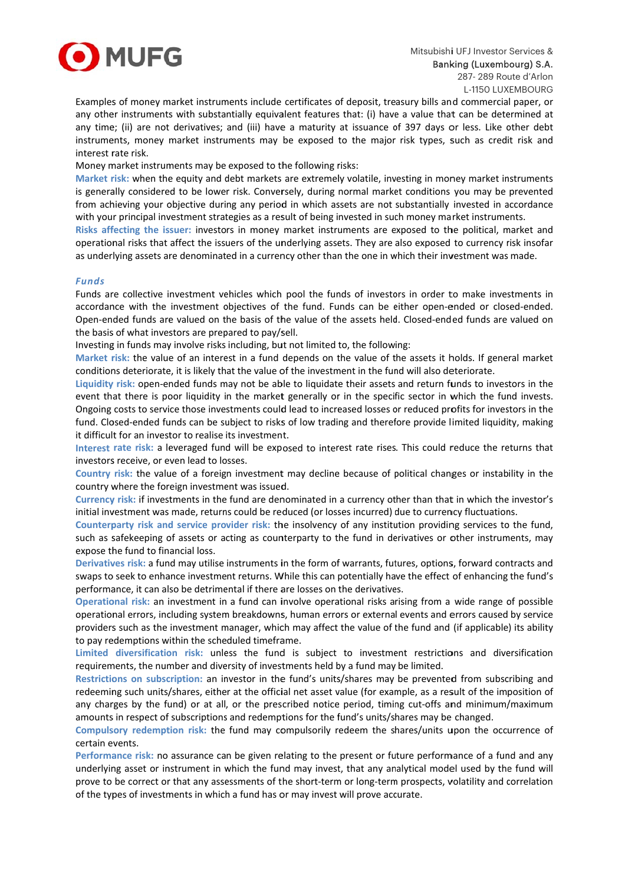Examples of money market instruments include certificates of deposit, treasury bills and commercial paper, or any other instruments with substantially equivalent features that: (i) have a value that can be determined at any time; (ii) are not derivatives; and (iii) have a maturity at issuance of 397 days or less. Like other debt instruments, money market instruments may be exposed to the major risk types, such as credit risk and interest rate risk.

Money market instruments may be exposed to the following risks:

**Market risk:** when the equity and debt markets are extremely volatile, investing in money market instruments is generally considered to be lower risk. Conversely, during normal market conditions you may be prevented from achieving your objective during any period in which assets are not substantially invested in accordance with your principal investment strategies as a result of being invested in such money market instruments.

**Risks affecting the issuer:** investors in money market instruments are exposed to the political, market and operational risks that affect the issuers of the underlying assets. They are also exposed to currency risk insofar as underlying assets are denominated in a currency other than the one in which their investment was made.

### *Funds*

Funds are collective investment vehicles which pool the funds of investors in order to make investments in accordance with the investment objectives of the fund. Funds can be either open-ended or closed-ended. Open-ended funds are valued on the basis of the value of the assets held. Closed-ended funds are valued on the basis of what investors are prepared to pay/sell.

Investing in funds may involve risks including, but not limited to, the following:

**Market risk:** the value of an interest in a fund depends on the value of the assets it holds. If general market conditions deteriorate, it is likely that the value of the investment in the fund will also deteriorate.

**Liquidity risk:** open-ended funds may not be able to liquidate their assets and return funds to investors in the event that there is poor liquidity in the market generally or in the specific sector in which the fund invests. Ongoing costs to service those investments could lead to increased losses or reduced profits for investors in the fund. Closed-ended funds can be subject to risks of low trading and therefore provide limited liquidity, making it difficult for an investor to realise its investment.

**Interest rate risk:** a leveraged fund will be exposed to interest rate rises. This could reduce the returns that investors receive, or even lead to losses.

**Country risk:** the value of a foreign investment may decline because of political changes or instability in the country where the foreign investment was issued.

**Currency risk:** if investments in the fund are denominated in a currency other than that in which the investor's initial investment was made, returns could be reduced (or losses incurred) due to currency fluctuations.

**Counterparty risk and service provider risk:** the insolvency of any institution providing services to the fund, such as safekeeping of assets or acting as counterparty to the fund in derivatives or other instruments, may expose the fund to financial loss.

**Derivatives risk:** a fund may utilise instruments in the form of warrants, futures, options, forward contracts and swaps to seek to enhance investment returns. While this can potentially have the effect of enhancing the fund's performance, it can also be detrimental if there are losses on the derivatives.

**Operational risk:** an investment in a fund can involve operational risks arising from a wide range of possible operational errors, including system breakdowns, human errors or external events and errors caused by service providers such as the investment manager, which may affect the value of the fund and (if applicable) its ability to pay redemptions within the scheduled timeframe.

**Limited diversification risk:** unless the fund is subject to investment restrictions and diversification requirements, the number and diversity of investments held by a fund may be limited.

**Restrictions on subscription:** an investor in the fund's units/shares may be prevented from subscribing and redeeming such units/shares, either at the official net asset value (for example, as a result of the imposition of any charges by the fund) or at all, or the prescribed notice period, timing cut-offs and minimum/maximum amounts in respect of subscriptions and redemptions for the fund's units/shares may be changed.

**Compulsory redemption risk:** the fund may compulsorily redeem the shares/units upon the occurrence of certain events.

**Performance risk:** no assurance can be given relating to the present or future performance of a fund and any underlying asset or instrument in which the fund may invest, that any analytical model used by the fund will prove to be correct or that any assessments of the short-term or long-term prospects, volatility and correlation of the types of investments in which a fund has or may invest will prove accurate.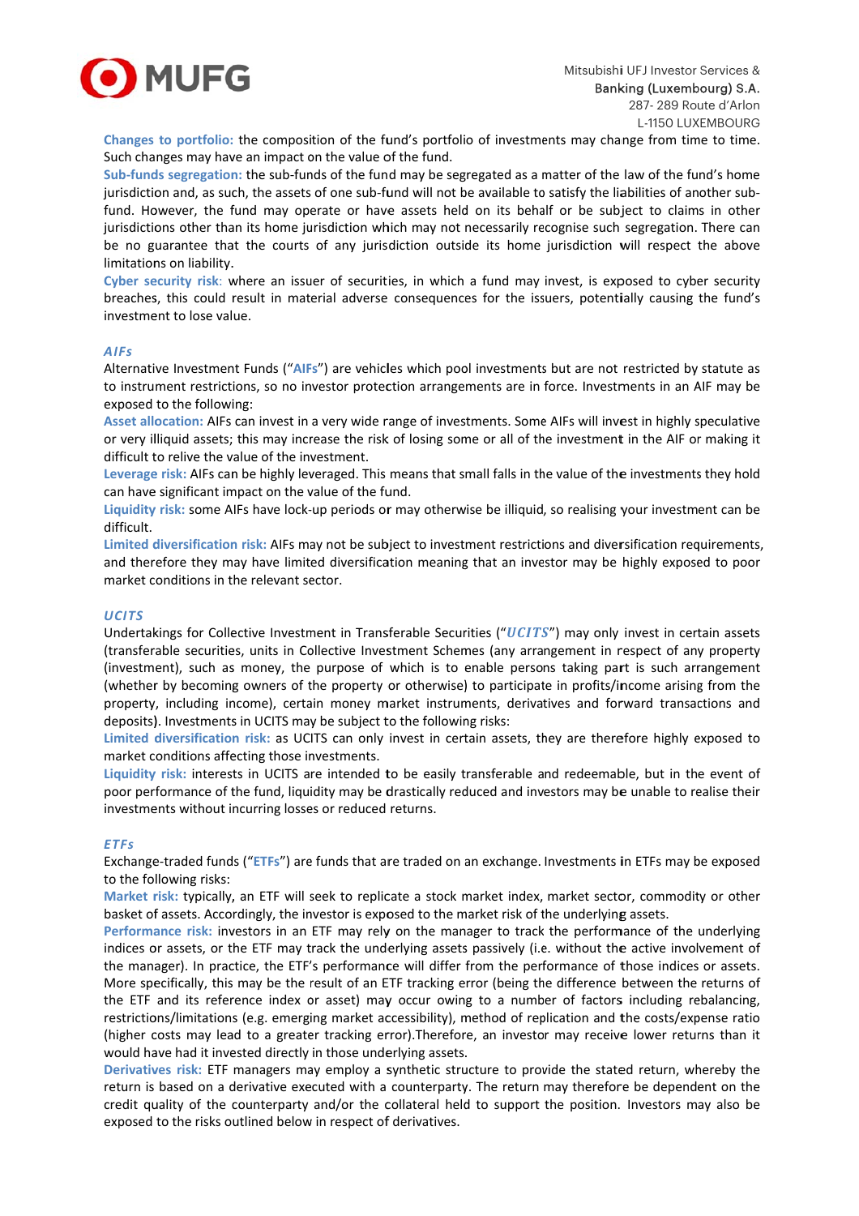**Changes to portfolio:** the composition of the fund's portfolio of investments may change from time to time. Such changes may have an impact on the value of the fund.

**Sub-funds segregation:** the sub-funds of the fund may be segregated as a matter of the law of the fund's home jurisdiction and, as such, the assets of one sub-fund will not be available to satisfy the liabilities of another sub-fund. However, the fund may operate or have assets held on its behalf or be subject to claims in other jurisdictions other than its home jurisdiction which may not necessarily recognise such segregation. There can be no guarantee that the courts of any jurisdiction outside its home jurisdiction will respect the above limitations on liability.

**Cyber security risk**: where an issuer of securities, in which a fund may invest, is exposed to cyber security breaches, this could result in material adverse consequences for the issuers, potentially causing the fund's investment to lose value.

### *AIFs*

Alternative Investment Funds ("**AIFs**") are vehicles which pool investments but are not restricted by statute as to instrument restrictions, so no investor protection arrangements are in force. Investments in an AIF may be exposed to the following:

**Asset allocation:** AIFs can invest in a very wide range of investments. Some AIFs will invest in highly speculative or very illiquid assets; this may increase the risk of losing some or all of the investment in the AIF or making it difficult to relive the value of the investment.

**Leverage risk:** AIFs can be highly leveraged. This means that small falls in the value of the investments they hold can have significant impact on the value of the fund.

**Liquidity risk:** some AIFs have lock-up periods or may otherwise be illiquid, so realising your investment can be difficult.

**Limited diversification risk:** AIFs may not be subject to investment restrictions and diversification requirements, and therefore they may have limited diversification meaning that an investor may be highly exposed to poor market conditions in the relevant sector.

### *UCITS*

Undertakings for Collective Investment in Transferable Securities ("***UCITS***") may only invest in certain assets (transferable securities, units in Collective Investment Schemes (any arrangement in respect of any property (investment), such as money, the purpose of which is to enable persons taking part is such arrangement (whether by becoming owners of the property or otherwise) to participate in profits/income arising from the property, including income), certain money market instruments, derivatives and forward transactions and deposits). Investments in UCITS may be subject to the following risks:

**Limited diversification risk:** as UCITS can only invest in certain assets, they are therefore highly exposed to market conditions affecting those investments.

**Liquidity risk:** interests in UCITS are intended to be easily transferable and redeemable, but in the event of poor performance of the fund, liquidity may be drastically reduced and investors may be unable to realise their investments without incurring losses or reduced returns.

### *ETFs*

Exchange-traded funds ("**ETFs**") are funds that are traded on an exchange. Investments in ETFs may be exposed to the following risks:

**Market risk:** typically, an ETF will seek to replicate a stock market index, market sector, commodity or other basket of assets. Accordingly, the investor is exposed to the market risk of the underlying assets.

**Performance risk:** investors in an ETF may rely on the manager to track the performance of the underlying indices or assets, or the ETF may track the underlying assets passively (i.e. without the active involvement of the manager). In practice, the ETF's performance will differ from the performance of those indices or assets. More specifically, this may be the result of an ETF tracking error (being the difference between the returns of the ETF and its reference index or asset) may occur owing to a number of factors including rebalancing, restrictions/limitations (e.g. emerging market accessibility), method of replication and the costs/expense ratio (higher costs may lead to a greater tracking error).Therefore, an investor may receive lower returns than it would have had it invested directly in those underlying assets.

**Derivatives risk:** ETF managers may employ a synthetic structure to provide the stated return, whereby the return is based on a derivative executed with a counterparty. The return may therefore be dependent on the credit quality of the counterparty and/or the collateral held to support the position. Investors may also be exposed to the risks outlined below in respect of derivatives.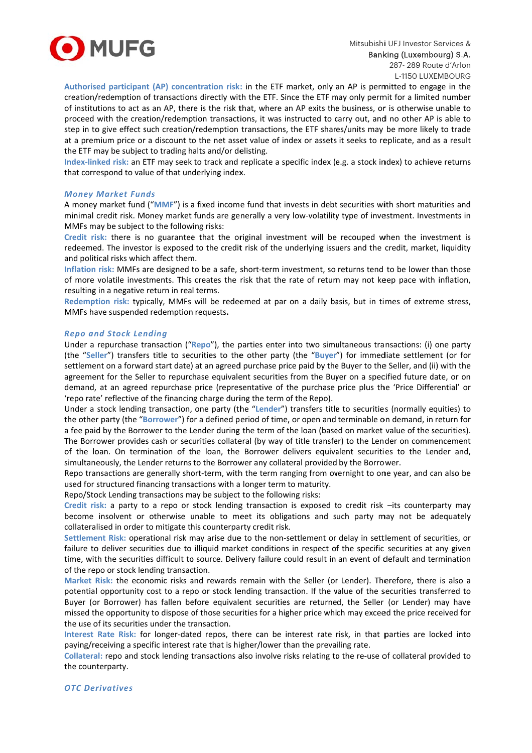**Authorised participant (AP) concentration risk:** in the ETF market, only an AP is permitted to engage in the creation/redemption of transactions directly with the ETF. Since the ETF may only permit for a limited number of institutions to act as an AP, there is the risk that, where an AP exits the business, or is otherwise unable to proceed with the creation/redemption transactions, it was instructed to carry out, and no other AP is able to step in to give effect such creation/redemption transactions, the ETF shares/units may be more likely to trade at a premium price or a discount to the net asset value of index or assets it seeks to replicate, and as a result the ETF may be subject to trading halts and/or delisting.

**Index-linked risk:** an ETF may seek to track and replicate a specific index (e.g. a stock index) to achieve returns that correspond to value of that underlying index.

### *Money Market Funds*

A money market fund ("**MMF**") is a fixed income fund that invests in debt securities with short maturities and minimal credit risk. Money market funds are generally a very low-volatility type of investment. Investments in MMFs may be subject to the following risks:

**Credit risk:** there is no guarantee that the original investment will be recouped when the investment is redeemed. The investor is exposed to the credit risk of the underlying issuers and the credit, market, liquidity and political risks which affect them.

**Inflation risk:** MMFs are designed to be a safe, short-term investment, so returns tend to be lower than those of more volatile investments. This creates the risk that the rate of return may not keep pace with inflation, resulting in a negative return in real terms.

**Redemption risk:** typically, MMFs will be redeemed at par on a daily basis, but in times of extreme stress, MMFs have suspended redemption requests.

### *Repo and Stock Lending*

Under a repurchase transaction ("**Repo**"), the parties enter into two simultaneous transactions: (i) one party (the "**Seller**") transfers title to securities to the other party (the "**Buyer**") for immediate settlement (or for settlement on a forward start date) at an agreed purchase price paid by the Buyer to the Seller, and (ii) with the agreement for the Seller to repurchase equivalent securities from the Buyer on a specified future date, or on demand, at an agreed repurchase price (representative of the purchase price plus the 'Price Differential' or 'repo rate' reflective of the financing charge during the term of the Repo).

Under a stock lending transaction, one party (the "**Lender**") transfers title to securities (normally equities) to the other party (the "**Borrower**") for a defined period of time, or open and terminable on demand, in return for a fee paid by the Borrower to the Lender during the term of the loan (based on market value of the securities). The Borrower provides cash or securities collateral (by way of title transfer) to the Lender on commencement of the loan. On termination of the loan, the Borrower delivers equivalent securities to the Lender and, simultaneously, the Lender returns to the Borrower any collateral provided by the Borrower.

Repo transactions are generally short-term, with the term ranging from overnight to one year, and can also be used for structured financing transactions with a longer term to maturity.

Repo/Stock Lending transactions may be subject to the following risks:

**Credit risk:** a party to a repo or stock lending transaction is exposed to credit risk –its counterparty may become insolvent or otherwise unable to meet its obligations and such party may not be adequately collateralised in order to mitigate this counterparty credit risk.

**Settlement Risk:** operational risk may arise due to the non-settlement or delay in settlement of securities, or failure to deliver securities due to illiquid market conditions in respect of the specific securities at any given time, with the securities difficult to source. Delivery failure could result in an event of default and termination of the repo or stock lending transaction.

**Market Risk:** the economic risks and rewards remain with the Seller (or Lender). Therefore, there is also a potential opportunity cost to a repo or stock lending transaction. If the value of the securities transferred to Buyer (or Borrower) has fallen before equivalent securities are returned, the Seller (or Lender) may have missed the opportunity to dispose of those securities for a higher price which may exceed the price received for the use of its securities under the transaction.

**Interest Rate Risk:** for longer-dated repos, there can be interest rate risk, in that parties are locked into paying/receiving a specific interest rate that is higher/lower than the prevailing rate.

**Collateral:** repo and stock lending transactions also involve risks relating to the re-use of collateral provided to the counterparty.

### *OTC Derivatives*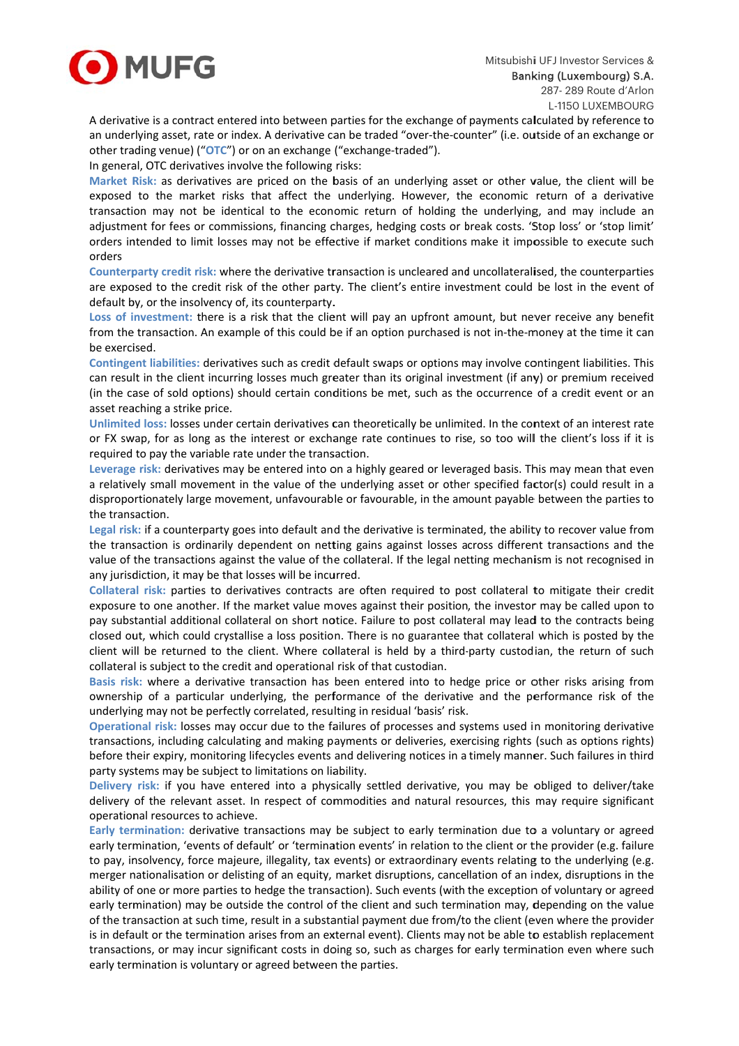A derivative is a contract entered into between parties for the exchange of payments calculated by reference to an underlying asset, rate or index. A derivative can be traded "over-the-counter" (i.e. outside of an exchange or other trading venue) ("**OTC**") or on an exchange ("exchange-traded").

In general, OTC derivatives involve the following risks:

**Market Risk:** as derivatives are priced on the basis of an underlying asset or other value, the client will be exposed to the market risks that affect the underlying. However, the economic return of a derivative transaction may not be identical to the economic return of holding the underlying, and may include an adjustment for fees or commissions, financing charges, hedging costs or break costs. 'Stop loss' or 'stop limit' orders intended to limit losses may not be effective if market conditions make it impossible to execute such orders

**Counterparty credit risk:** where the derivative transaction is uncleared and uncollateralised, the counterparties are exposed to the credit risk of the other party. The client's entire investment could be lost in the event of default by, or the insolvency of, its counterparty.

**Loss of investment:** there is a risk that the client will pay an upfront amount, but never receive any benefit from the transaction. An example of this could be if an option purchased is not in-the-money at the time it can be exercised.

**Contingent liabilities:** derivatives such as credit default swaps or options may involve contingent liabilities. This can result in the client incurring losses much greater than its original investment (if any) or premium received (in the case of sold options) should certain conditions be met, such as the occurrence of a credit event or an asset reaching a strike price.

**Unlimited loss:** losses under certain derivatives can theoretically be unlimited. In the context of an interest rate or FX swap, for as long as the interest or exchange rate continues to rise, so too will the client's loss if it is required to pay the variable rate under the transaction.

**Leverage risk:** derivatives may be entered into on a highly geared or leveraged basis. This may mean that even a relatively small movement in the value of the underlying asset or other specified factor(s) could result in a disproportionately large movement, unfavourable or favourable, in the amount payable between the parties to the transaction.

**Legal risk:** if a counterparty goes into default and the derivative is terminated, the ability to recover value from the transaction is ordinarily dependent on netting gains against losses across different transactions and the value of the transactions against the value of the collateral. If the legal netting mechanism is not recognised in any jurisdiction, it may be that losses will be incurred.

**Collateral risk:** parties to derivatives contracts are often required to post collateral to mitigate their credit exposure to one another. If the market value moves against their position, the investor may be called upon to pay substantial additional collateral on short notice. Failure to post collateral may lead to the contracts being closed out, which could crystallise a loss position. There is no guarantee that collateral which is posted by the client will be returned to the client. Where collateral is held by a third-party custodian, the return of such collateral is subject to the credit and operational risk of that custodian.

**Basis risk:** where a derivative transaction has been entered into to hedge price or other risks arising from ownership of a particular underlying, the performance of the derivative and the performance risk of the underlying may not be perfectly correlated, resulting in residual 'basis' risk.

**Operational risk:** losses may occur due to the failures of processes and systems used in monitoring derivative transactions, including calculating and making payments or deliveries, exercising rights (such as options rights) before their expiry, monitoring lifecycles events and delivering notices in a timely manner. Such failures in third party systems may be subject to limitations on liability.

**Delivery risk:** if you have entered into a physically settled derivative, you may be obliged to deliver/take delivery of the relevant asset. In respect of commodities and natural resources, this may require significant operational resources to achieve.

**Early termination:** derivative transactions may be subject to early termination due to a voluntary or agreed early termination, 'events of default' or 'termination events' in relation to the client or the provider (e.g. failure to pay, insolvency, force majeure, illegality, tax events) or extraordinary events relating to the underlying (e.g. merger nationalisation or delisting of an equity, market disruptions, cancellation of an index, disruptions in the ability of one or more parties to hedge the transaction). Such events (with the exception of voluntary or agreed early termination) may be outside the control of the client and such termination may, depending on the value of the transaction at such time, result in a substantial payment due from/to the client (even where the provider is in default or the termination arises from an external event). Clients may not be able to establish replacement transactions, or may incur significant costs in doing so, such as charges for early termination even where such early termination is voluntary or agreed between the parties.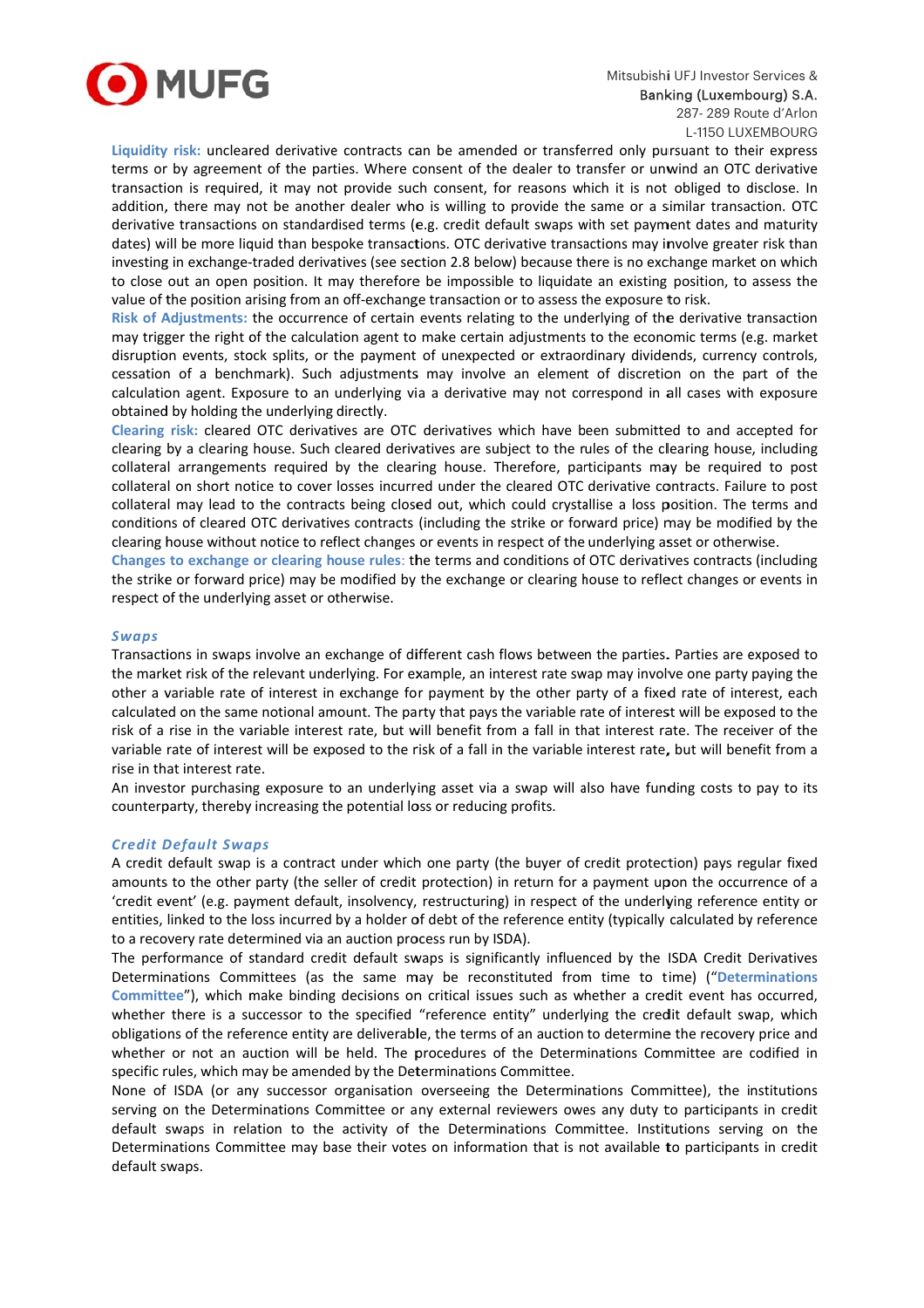**Liquidity risk:** uncleared derivative contracts can be amended or transferred only pursuant to their express terms or by agreement of the parties. Where consent of the dealer to transfer or unwind an OTC derivative transaction is required, it may not provide such consent, for reasons which it is not obliged to disclose. In addition, there may not be another dealer who is willing to provide the same or a similar transaction. OTC derivative transactions on standardised terms (e.g. credit default swaps with set payment dates and maturity dates) will be more liquid than bespoke transactions. OTC derivative transactions may involve greater risk than investing in exchange-traded derivatives (see section 2.8 below) because there is no exchange market on which to close out an open position. It may therefore be impossible to liquidate an existing position, to assess the value of the position arising from an off-exchange transaction or to assess the exposure to risk.

**Risk of Adjustments:** the occurrence of certain events relating to the underlying of the derivative transaction may trigger the right of the calculation agent to make certain adjustments to the economic terms (e.g. market disruption events, stock splits, or the payment of unexpected or extraordinary dividends, currency controls, cessation of a benchmark). Such adjustments may involve an element of discretion on the part of the calculation agent. Exposure to an underlying via a derivative may not correspond in all cases with exposure obtained by holding the underlying directly.

**Clearing risk:** cleared OTC derivatives are OTC derivatives which have been submitted to and accepted for clearing by a clearing house. Such cleared derivatives are subject to the rules of the clearing house, including collateral arrangements required by the clearing house. Therefore, participants may be required to post collateral on short notice to cover losses incurred under the cleared OTC derivative contracts. Failure to post collateral may lead to the contracts being closed out, which could crystallise a loss position. The terms and conditions of cleared OTC derivatives contracts (including the strike or forward price) may be modified by the clearing house without notice to reflect changes or events in respect of the underlying asset or otherwise.

**Changes to exchange or clearing house rules:** the terms and conditions of OTC derivatives contracts (including the strike or forward price) may be modified by the exchange or clearing house to reflect changes or events in respect of the underlying asset or otherwise.

### *Swaps*

Transactions in swaps involve an exchange of different cash flows between the parties. Parties are exposed to the market risk of the relevant underlying. For example, an interest rate swap may involve one party paying the other a variable rate of interest in exchange for payment by the other party of a fixed rate of interest, each calculated on the same notional amount. The party that pays the variable rate of interest will be exposed to the risk of a rise in the variable interest rate, but will benefit from a fall in that interest rate. The receiver of the variable rate of interest will be exposed to the risk of a fall in the variable interest rate, but will benefit from a rise in that interest rate.

An investor purchasing exposure to an underlying asset via a swap will also have funding costs to pay to its counterparty, thereby increasing the potential loss or reducing profits.

### *Credit Default Swaps*

A credit default swap is a contract under which one party (the buyer of credit protection) pays regular fixed amounts to the other party (the seller of credit protection) in return for a payment upon the occurrence of a 'credit event' (e.g. payment default, insolvency, restructuring) in respect of the underlying reference entity or entities, linked to the loss incurred by a holder of debt of the reference entity (typically calculated by reference to a recovery rate determined via an auction process run by ISDA).

The performance of standard credit default swaps is significantly influenced by the ISDA Credit Derivatives Determinations Committees (as the same may be reconstituted from time to time) ("**Determinations Committee**"), which make binding decisions on critical issues such as whether a credit event has occurred, whether there is a successor to the specified "reference entity" underlying the credit default swap, which obligations of the reference entity are deliverable, the terms of an auction to determine the recovery price and whether or not an auction will be held. The procedures of the Determinations Committee are codified in specific rules, which may be amended by the Determinations Committee.

None of ISDA (or any successor organisation overseeing the Determinations Committee), the institutions serving on the Determinations Committee or any external reviewers owes any duty to participants in credit default swaps in relation to the activity of the Determinations Committee. Institutions serving on the Determinations Committee may base their votes on information that is not available to participants in credit default swaps.